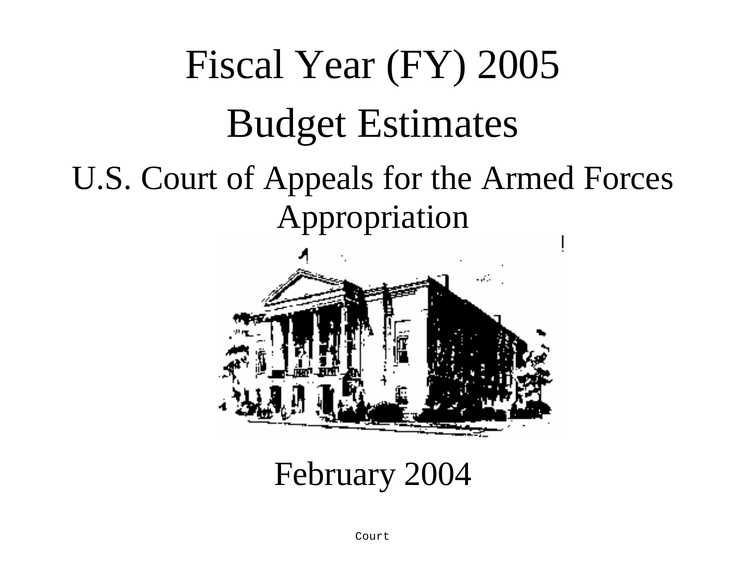# Fiscal Year (FY) 2005

# Budget Estimates

## U.S. Court of Appeals for the Armed Forces Appropriation

February 2004

Court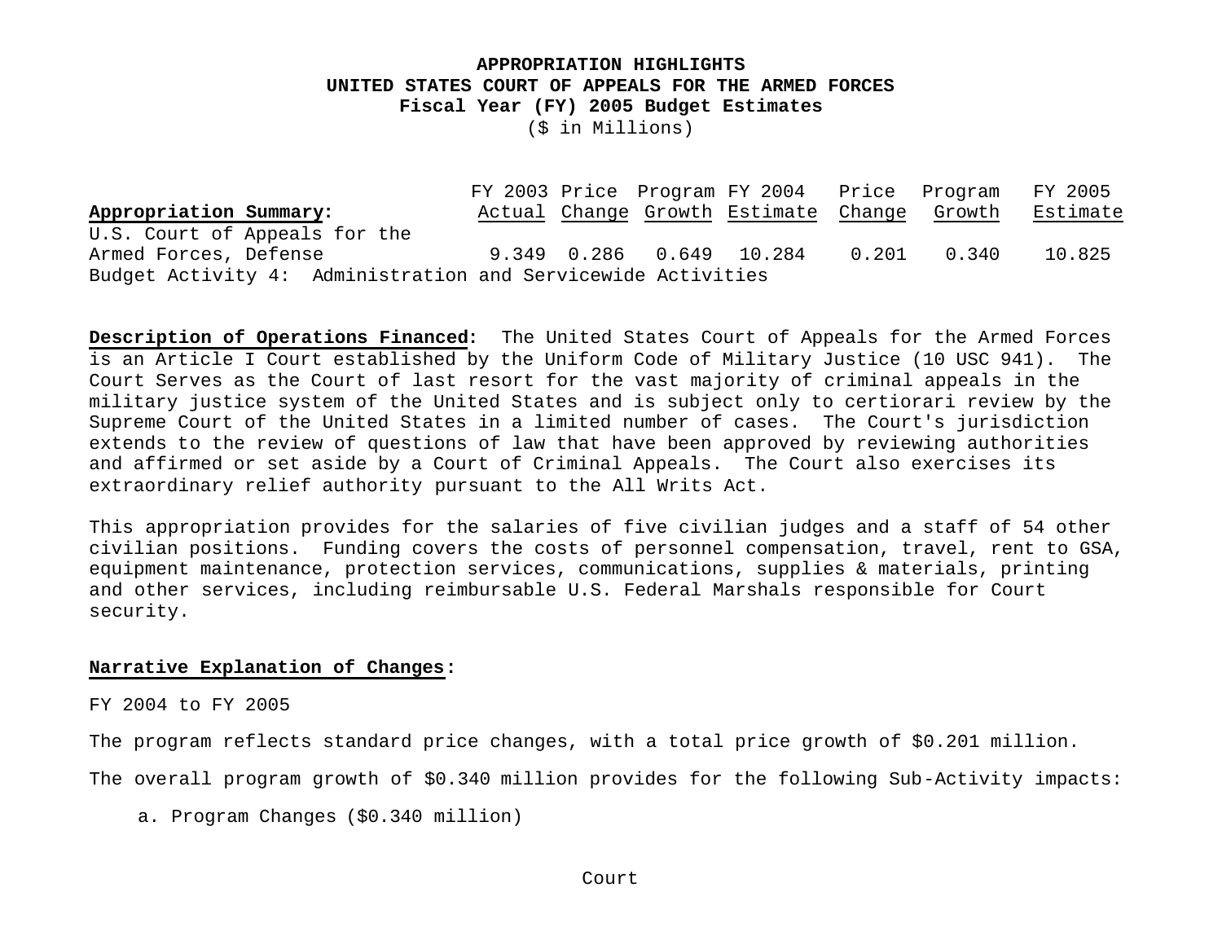**APPROPRIATION HIGHLIGHTS**
**UNITED STATES COURT OF APPEALS FOR THE ARMED FORCES**
**Fiscal Year (FY) 2005 Budget Estimates**
($ in Millions)

| **Appropriation Summary:** | FY 2003 Actual | Price Change | Program Growth | FY 2004 Estimate | Price Change | Program Growth | FY 2005 Estimate |
|---|---|---|---|---|---|---|---|
| U.S. Court of Appeals for the Armed Forces, Defense | 9.349 | 0.286 | 0.649 | 10.284 | 0.201 | 0.340 | 10.825 |

Budget Activity 4: Administration and Servicewide Activities

**Description of Operations Financed:** The United States Court of Appeals for the Armed Forces is an Article I Court established by the Uniform Code of Military Justice (10 USC 941). The Court Serves as the Court of last resort for the vast majority of criminal appeals in the military justice system of the United States and is subject only to certiorari review by the Supreme Court of the United States in a limited number of cases. The Court's jurisdiction extends to the review of questions of law that have been approved by reviewing authorities and affirmed or set aside by a Court of Criminal Appeals. The Court also exercises its extraordinary relief authority pursuant to the All Writs Act.

This appropriation provides for the salaries of five civilian judges and a staff of 54 other civilian positions. Funding covers the costs of personnel compensation, travel, rent to GSA, equipment maintenance, protection services, communications, supplies & materials, printing and other services, including reimbursable U.S. Federal Marshals responsible for Court security.

**Narrative Explanation of Changes:**

FY 2004 to FY 2005

The program reflects standard price changes, with a total price growth of $0.201 million.

The overall program growth of $0.340 million provides for the following Sub-Activity impacts:

a. Program Changes ($0.340 million)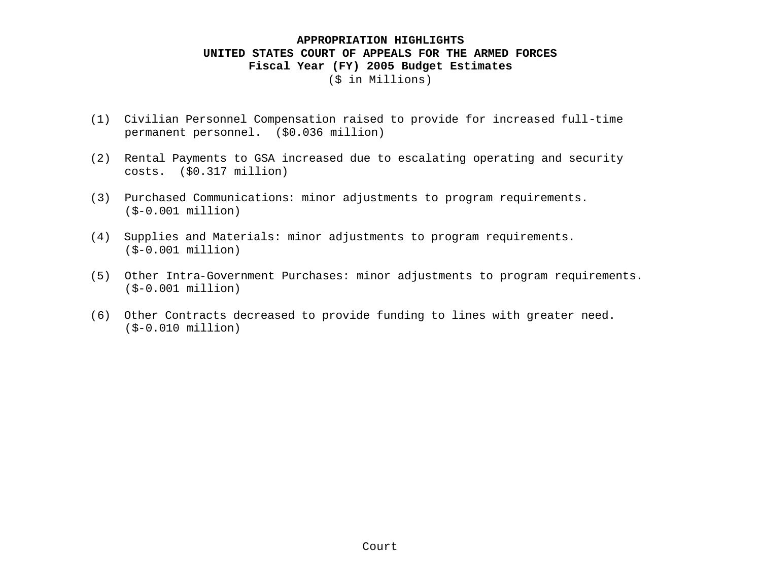**APPROPRIATION HIGHLIGHTS**
**UNITED STATES COURT OF APPEALS FOR THE ARMED FORCES**
**Fiscal Year (FY) 2005 Budget Estimates**
($ in Millions)

(1) Civilian Personnel Compensation raised to provide for increased full-time permanent personnel. ($0.036 million)

(2) Rental Payments to GSA increased due to escalating operating and security costs. ($0.317 million)

(3) Purchased Communications: minor adjustments to program requirements. ($-0.001 million)

(4) Supplies and Materials: minor adjustments to program requirements. ($-0.001 million)

(5) Other Intra-Government Purchases: minor adjustments to program requirements. ($-0.001 million)

(6) Other Contracts decreased to provide funding to lines with greater need. ($-0.010 million)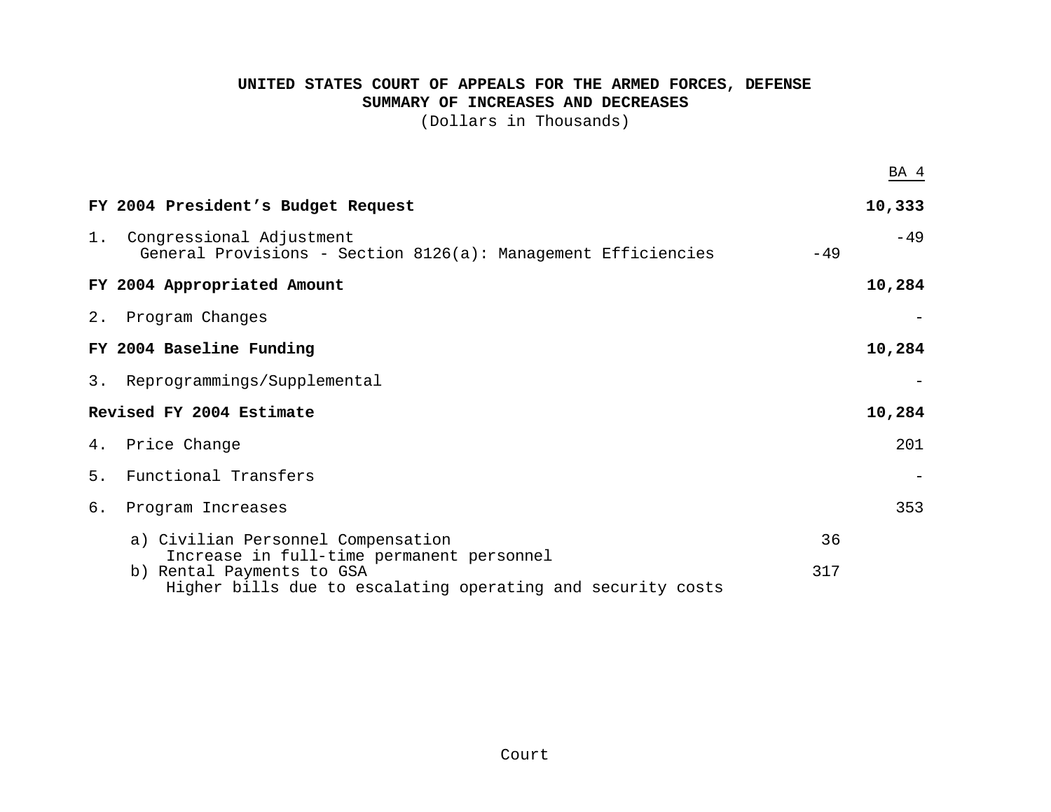# UNITED STATES COURT OF APPEALS FOR THE ARMED FORCES, DEFENSE
## SUMMARY OF INCREASES AND DECREASES
(Dollars in Thousands)

| | | BA 4 |
|---|---|---|
| **FY 2004 President's Budget Request** | | **10,333** |
| 1. Congressional Adjustment | | -49 |
| General Provisions - Section 8126(a): Management Efficiencies | -49 | |
| **FY 2004 Appropriated Amount** | | **10,284** |
| 2. Program Changes | | - |
| **FY 2004 Baseline Funding** | | **10,284** |
| 3. Reprogrammings/Supplemental | | - |
| **Revised FY 2004 Estimate** | | **10,284** |
| 4. Price Change | | 201 |
| 5. Functional Transfers | | - |
| 6. Program Increases | | 353 |
| a) Civilian Personnel Compensation<br>Increase in full-time permanent personnel | 36 | |
| b) Rental Payments to GSA<br>Higher bills due to escalating operating and security costs | 317 | |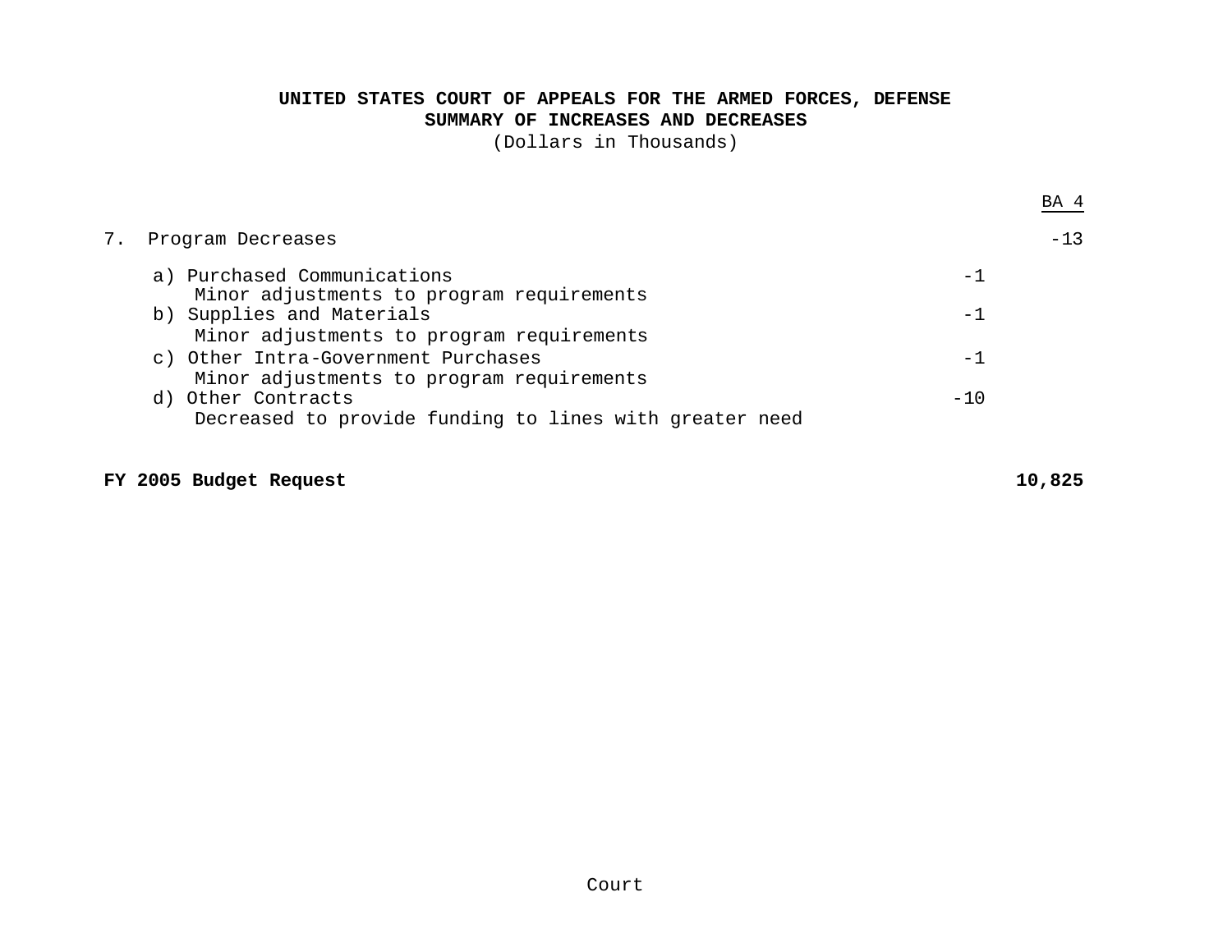**UNITED STATES COURT OF APPEALS FOR THE ARMED FORCES, DEFENSE**
**SUMMARY OF INCREASES AND DECREASES**
(Dollars in Thousands)

| | | BA 4 |
|---|---|---|
| 7. Program Decreases | | -13 |
| a) Purchased Communications<br>Minor adjustments to program requirements | -1 | |
| b) Supplies and Materials<br>Minor adjustments to program requirements | -1 | |
| c) Other Intra-Government Purchases<br>Minor adjustments to program requirements | -1 | |
| d) Other Contracts<br>Decreased to provide funding to lines with greater need | -10 | |
| **FY 2005 Budget Request** | | **10,825** |

Court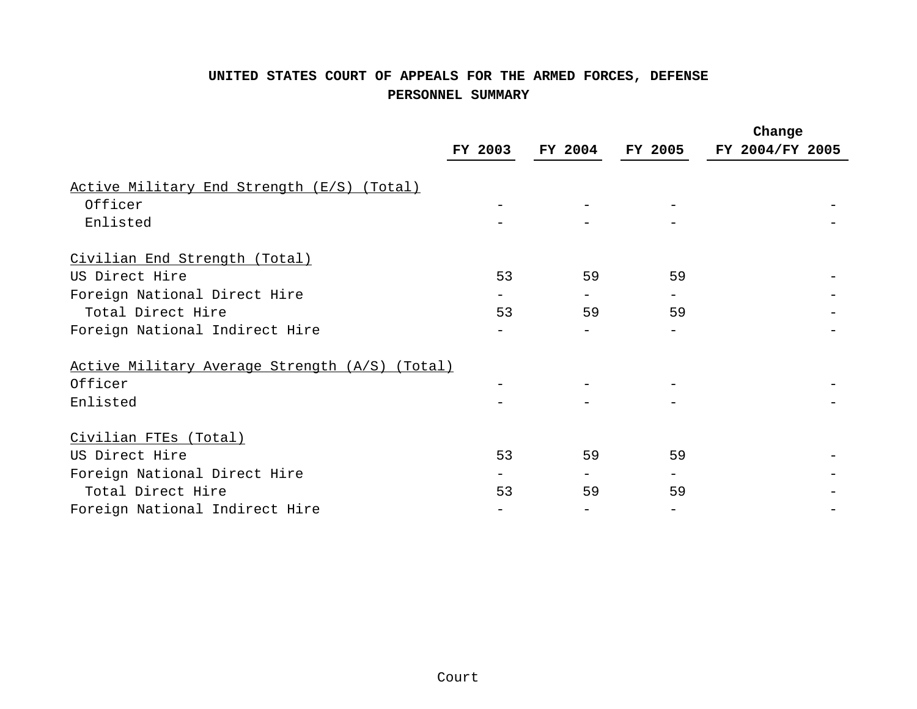# UNITED STATES COURT OF APPEALS FOR THE ARMED FORCES, DEFENSE

## PERSONNEL SUMMARY

| | FY 2003 | FY 2004 | FY 2005 | Change FY 2004/FY 2005 |
|---|---|---|---|---|
| Active Military End Strength (E/S) (Total) | | | | |
| Officer | - | - | - | - |
| Enlisted | - | - | - | - |
| Civilian End Strength (Total) | | | | |
| US Direct Hire | 53 | 59 | 59 | - |
| Foreign National Direct Hire | - | - | - | - |
| Total Direct Hire | 53 | 59 | 59 | - |
| Foreign National Indirect Hire | - | - | - | - |
| Active Military Average Strength (A/S) (Total) | | | | |
| Officer | - | - | - | - |
| Enlisted | - | - | - | - |
| Civilian FTEs (Total) | | | | |
| US Direct Hire | 53 | 59 | 59 | - |
| Foreign National Direct Hire | - | - | - | - |
| Total Direct Hire | 53 | 59 | 59 | - |
| Foreign National Indirect Hire | - | - | - | - |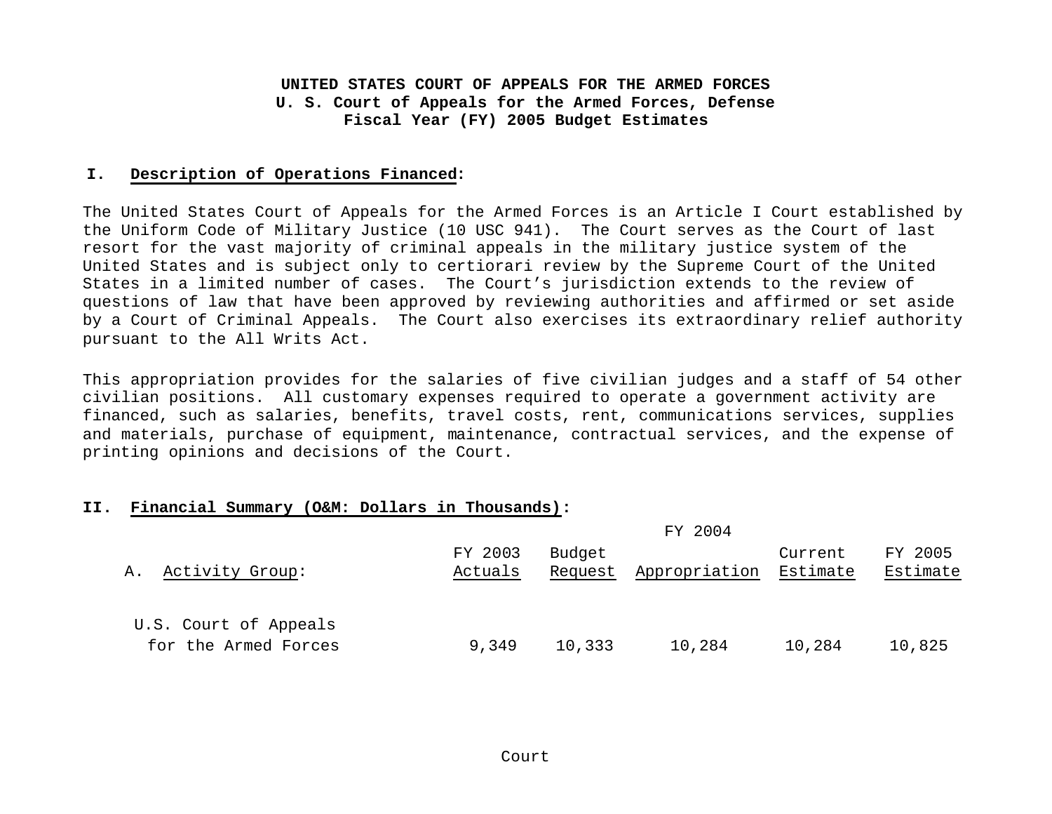**UNITED STATES COURT OF APPEALS FOR THE ARMED FORCES**
**U. S. Court of Appeals for the Armed Forces, Defense**
**Fiscal Year (FY) 2005 Budget Estimates**

## I. Description of Operations Financed:

The United States Court of Appeals for the Armed Forces is an Article I Court established by the Uniform Code of Military Justice (10 USC 941). The Court serves as the Court of last resort for the vast majority of criminal appeals in the military justice system of the United States and is subject only to certiorari review by the Supreme Court of the United States in a limited number of cases. The Court's jurisdiction extends to the review of questions of law that have been approved by reviewing authorities and affirmed or set aside by a Court of Criminal Appeals. The Court also exercises its extraordinary relief authority pursuant to the All Writs Act.

This appropriation provides for the salaries of five civilian judges and a staff of 54 other civilian positions. All customary expenses required to operate a government activity are financed, such as salaries, benefits, travel costs, rent, communications services, supplies and materials, purchase of equipment, maintenance, contractual services, and the expense of printing opinions and decisions of the Court.

## II. Financial Summary (O&M: Dollars in Thousands):

| | | FY 2004 | | | |
|---|---|---|---|---|---|
| A. Activity Group: | FY 2003 Actuals | Budget Request | Appropriation | Current Estimate | FY 2005 Estimate |
| U.S. Court of Appeals for the Armed Forces | 9,349 | 10,333 | 10,284 | 10,284 | 10,825 |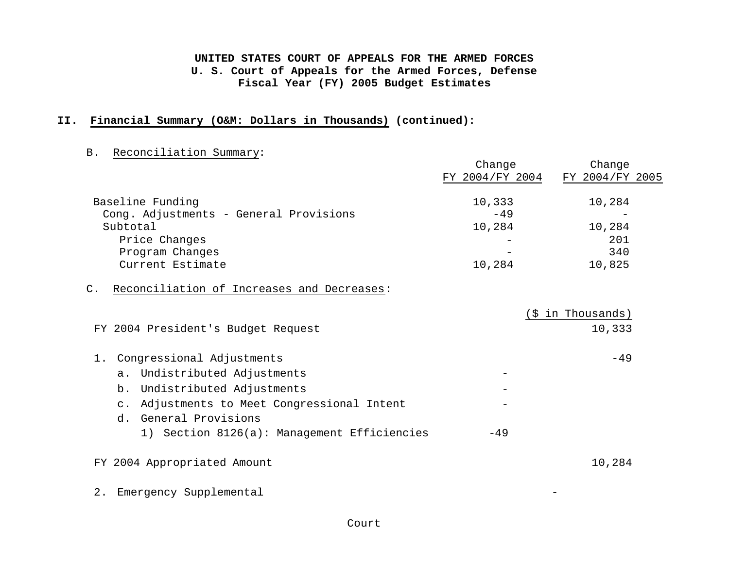**UNITED STATES COURT OF APPEALS FOR THE ARMED FORCES**
**U. S. Court of Appeals for the Armed Forces, Defense**
**Fiscal Year (FY) 2005 Budget Estimates**

## II. Financial Summary (O&M: Dollars in Thousands) (continued):

B. Reconciliation Summary:

| | Change FY 2004/FY 2004 | Change FY 2004/FY 2005 |
|---|---|---|
| Baseline Funding | 10,333 | 10,284 |
| Cong. Adjustments - General Provisions | -49 | - |
| Subtotal | 10,284 | 10,284 |
| Price Changes | - | 201 |
| Program Changes | - | 340 |
| Current Estimate | 10,284 | 10,825 |

C. Reconciliation of Increases and Decreases:

| | | ($ in Thousands) |
|---|---|---|
| FY 2004 President's Budget Request | | 10,333 |
| 1. Congressional Adjustments | | -49 |
| a. Undistributed Adjustments | - | |
| b. Undistributed Adjustments | - | |
| c. Adjustments to Meet Congressional Intent | - | |
| d. General Provisions | | |
| 1) Section 8126(a): Management Efficiencies | -49 | |
| FY 2004 Appropriated Amount | | 10,284 |
| 2. Emergency Supplemental | | - |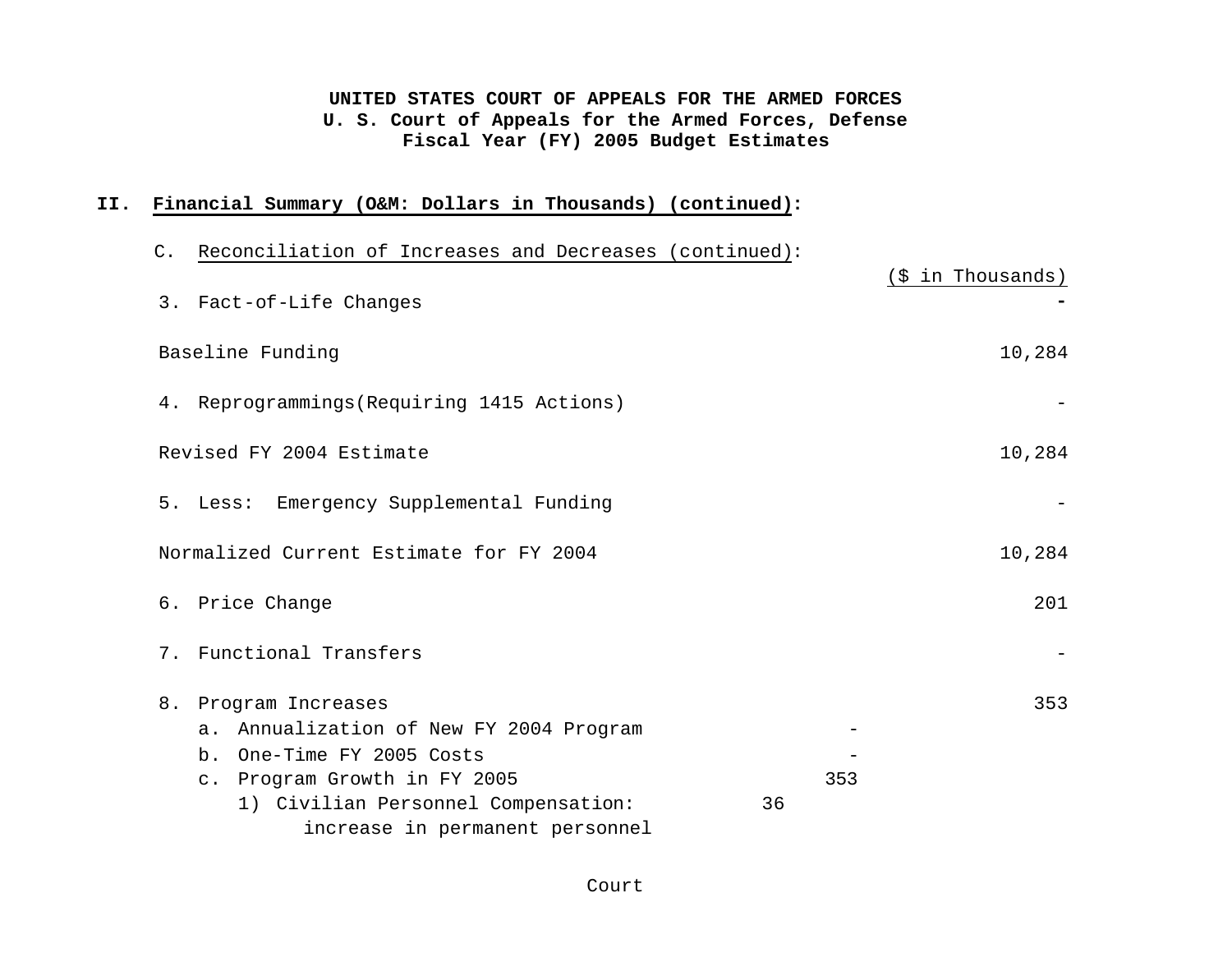**UNITED STATES COURT OF APPEALS FOR THE ARMED FORCES**
**U. S. Court of Appeals for the Armed Forces, Defense**
**Fiscal Year (FY) 2005 Budget Estimates**

## II. Financial Summary (O&M: Dollars in Thousands) (continued):

C. Reconciliation of Increases and Decreases (continued):

| | | | ($ in Thousands) |
|---|---|---|---|
| 3. Fact-of-Life Changes | | | - |
| Baseline Funding | | | 10,284 |
| 4. Reprogrammings(Requiring 1415 Actions) | | | - |
| Revised FY 2004 Estimate | | | 10,284 |
| 5. Less: Emergency Supplemental Funding | | | - |
| Normalized Current Estimate for FY 2004 | | | 10,284 |
| 6. Price Change | | | 201 |
| 7. Functional Transfers | | | - |
| 8. Program Increases | | | 353 |
| a. Annualization of New FY 2004 Program | | - | |
| b. One-Time FY 2005 Costs | | - | |
| c. Program Growth in FY 2005 | | 353 | |
| 1) Civilian Personnel Compensation: increase in permanent personnel | 36 | | |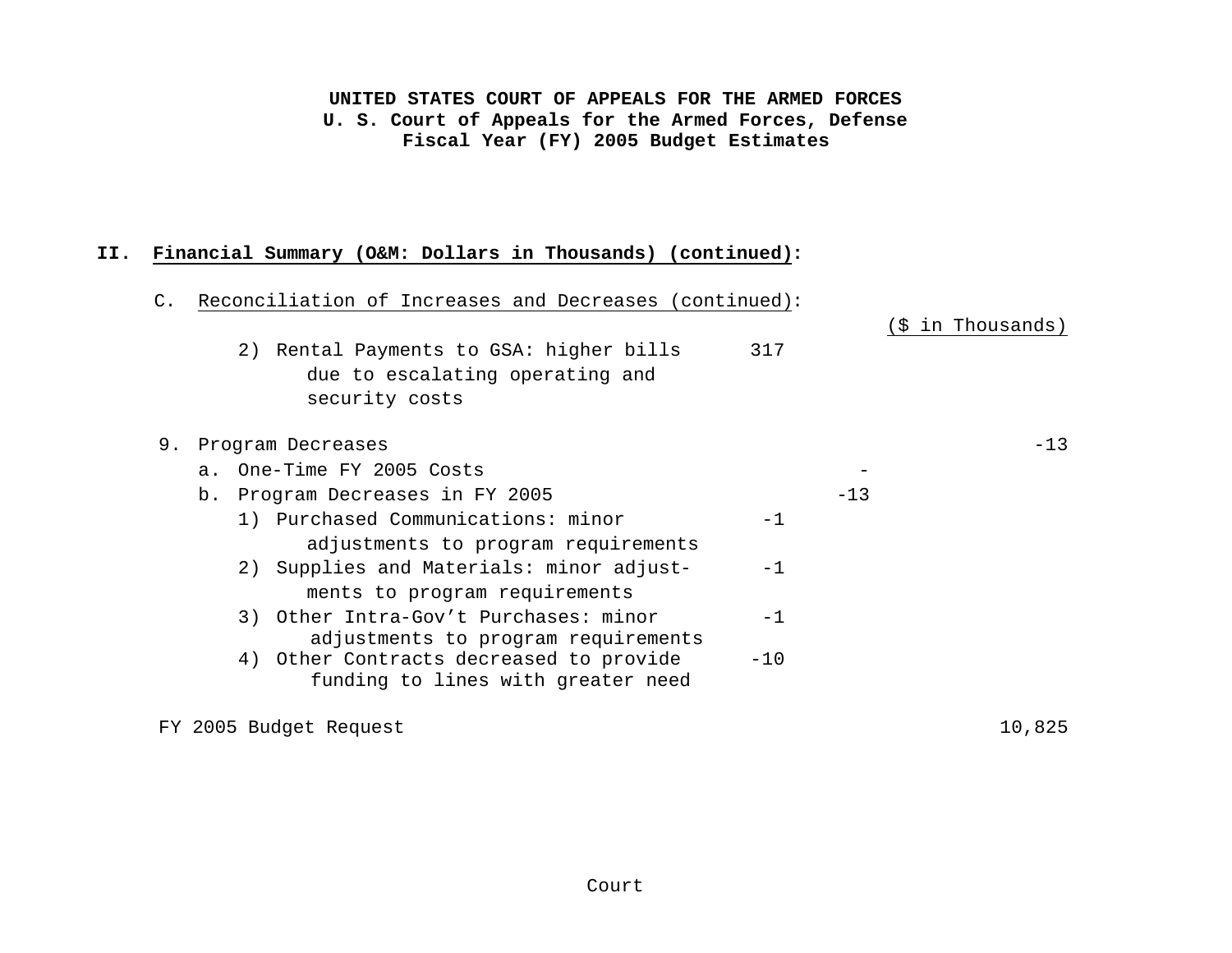**UNITED STATES COURT OF APPEALS FOR THE ARMED FORCES**
**U. S. Court of Appeals for the Armed Forces, Defense**
**Fiscal Year (FY) 2005 Budget Estimates**

**II. Financial Summary (O&M: Dollars in Thousands) (continued):**

C. Reconciliation of Increases and Decreases (continued):

| | | | ($ in Thousands) |
|---|---|---|---|
| 2) Rental Payments to GSA: higher bills due to escalating operating and security costs | 317 | | |
| 9. Program Decreases | | | -13 |
| a. One-Time FY 2005 Costs | | - | |
| b. Program Decreases in FY 2005 | | -13 | |
| 1) Purchased Communications: minor adjustments to program requirements | -1 | | |
| 2) Supplies and Materials: minor adjustments to program requirements | -1 | | |
| 3) Other Intra-Gov't Purchases: minor adjustments to program requirements | -1 | | |
| 4) Other Contracts decreased to provide funding to lines with greater need | -10 | | |
| FY 2005 Budget Request | | | 10,825 |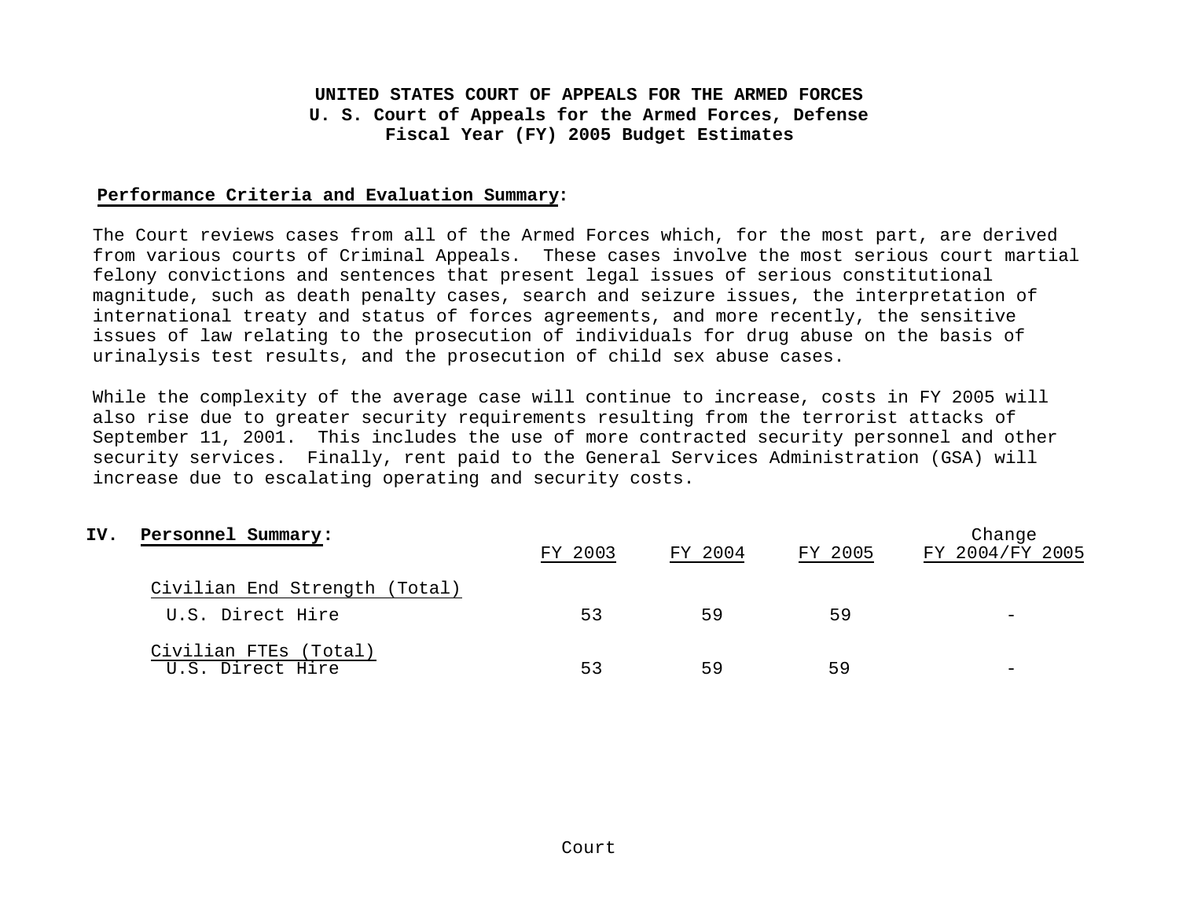**UNITED STATES COURT OF APPEALS FOR THE ARMED FORCES**
**U. S. Court of Appeals for the Armed Forces, Defense**
**Fiscal Year (FY) 2005 Budget Estimates**

**Performance Criteria and Evaluation Summary:**

The Court reviews cases from all of the Armed Forces which, for the most part, are derived from various courts of Criminal Appeals. These cases involve the most serious court martial felony convictions and sentences that present legal issues of serious constitutional magnitude, such as death penalty cases, search and seizure issues, the interpretation of international treaty and status of forces agreements, and more recently, the sensitive issues of law relating to the prosecution of individuals for drug abuse on the basis of urinalysis test results, and the prosecution of child sex abuse cases.

While the complexity of the average case will continue to increase, costs in FY 2005 will also rise due to greater security requirements resulting from the terrorist attacks of September 11, 2001. This includes the use of more contracted security personnel and other security services. Finally, rent paid to the General Services Administration (GSA) will increase due to escalating operating and security costs.

## IV. Personnel Summary:

| | FY 2003 | FY 2004 | FY 2005 | Change FY 2004/FY 2005 |
|---|---|---|---|---|
| Civilian End Strength (Total) | | | | |
| U.S. Direct Hire | 53 | 59 | 59 | - |
| Civilian FTEs (Total) | | | | |
| U.S. Direct Hire | 53 | 59 | 59 | - |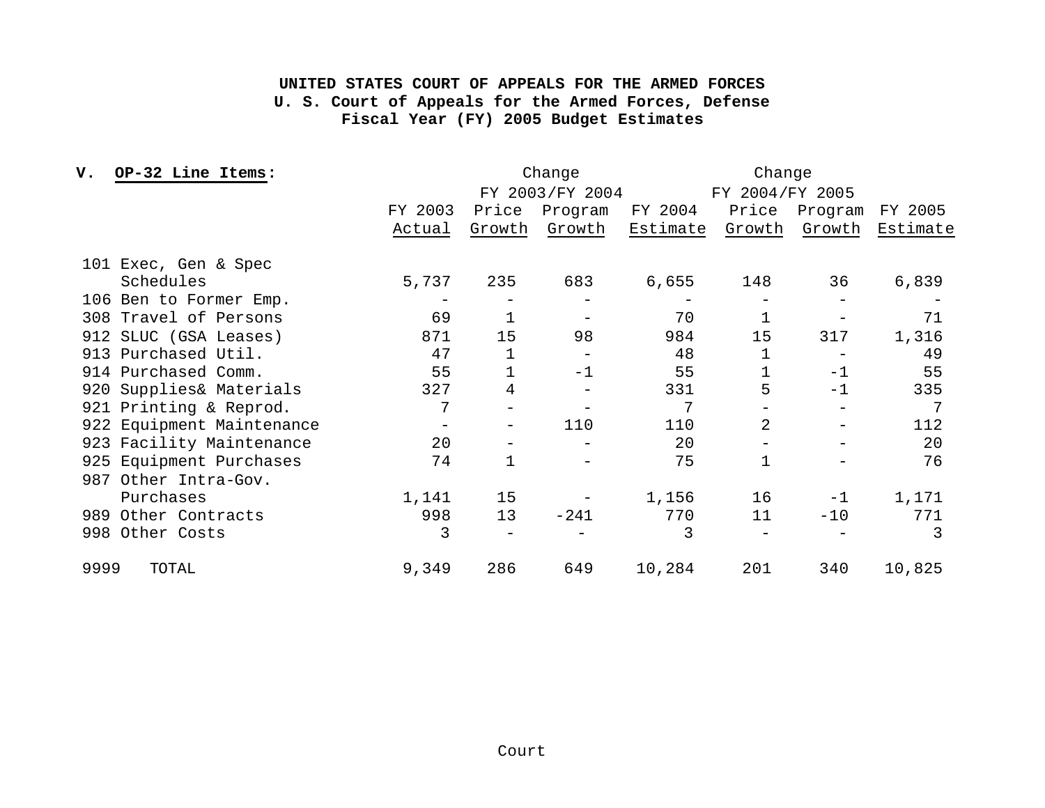**UNITED STATES COURT OF APPEALS FOR THE ARMED FORCES**
**U. S. Court of Appeals for the Armed Forces, Defense**
**Fiscal Year (FY) 2005 Budget Estimates**

**V. OP-32 Line Items:**

| | | Change FY 2003/FY 2004 | | | Change FY 2004/FY 2005 | | |
|---|---|---|---|---|---|---|---|
| | FY 2003 Actual | Price Growth | Program Growth | FY 2004 Estimate | Price Growth | Program Growth | FY 2005 Estimate |
| 101 Exec, Gen & Spec Schedules | 5,737 | 235 | 683 | 6,655 | 148 | 36 | 6,839 |
| 106 Ben to Former Emp. | - | - | - | - | - | - | - |
| 308 Travel of Persons | 69 | 1 | - | 70 | 1 | - | 71 |
| 912 SLUC (GSA Leases) | 871 | 15 | 98 | 984 | 15 | 317 | 1,316 |
| 913 Purchased Util. | 47 | 1 | - | 48 | 1 | - | 49 |
| 914 Purchased Comm. | 55 | 1 | -1 | 55 | 1 | -1 | 55 |
| 920 Supplies& Materials | 327 | 4 | - | 331 | 5 | -1 | 335 |
| 921 Printing & Reprod. | 7 | - | - | 7 | - | - | 7 |
| 922 Equipment Maintenance | - | - | 110 | 110 | 2 | - | 112 |
| 923 Facility Maintenance | 20 | - | - | 20 | - | - | 20 |
| 925 Equipment Purchases | 74 | 1 | - | 75 | 1 | - | 76 |
| 987 Other Intra-Gov. Purchases | 1,141 | 15 | - | 1,156 | 16 | -1 | 1,171 |
| 989 Other Contracts | 998 | 13 | -241 | 770 | 11 | -10 | 771 |
| 998 Other Costs | 3 | - | - | 3 | - | - | 3 |
| 9999 TOTAL | 9,349 | 286 | 649 | 10,284 | 201 | 340 | 10,825 |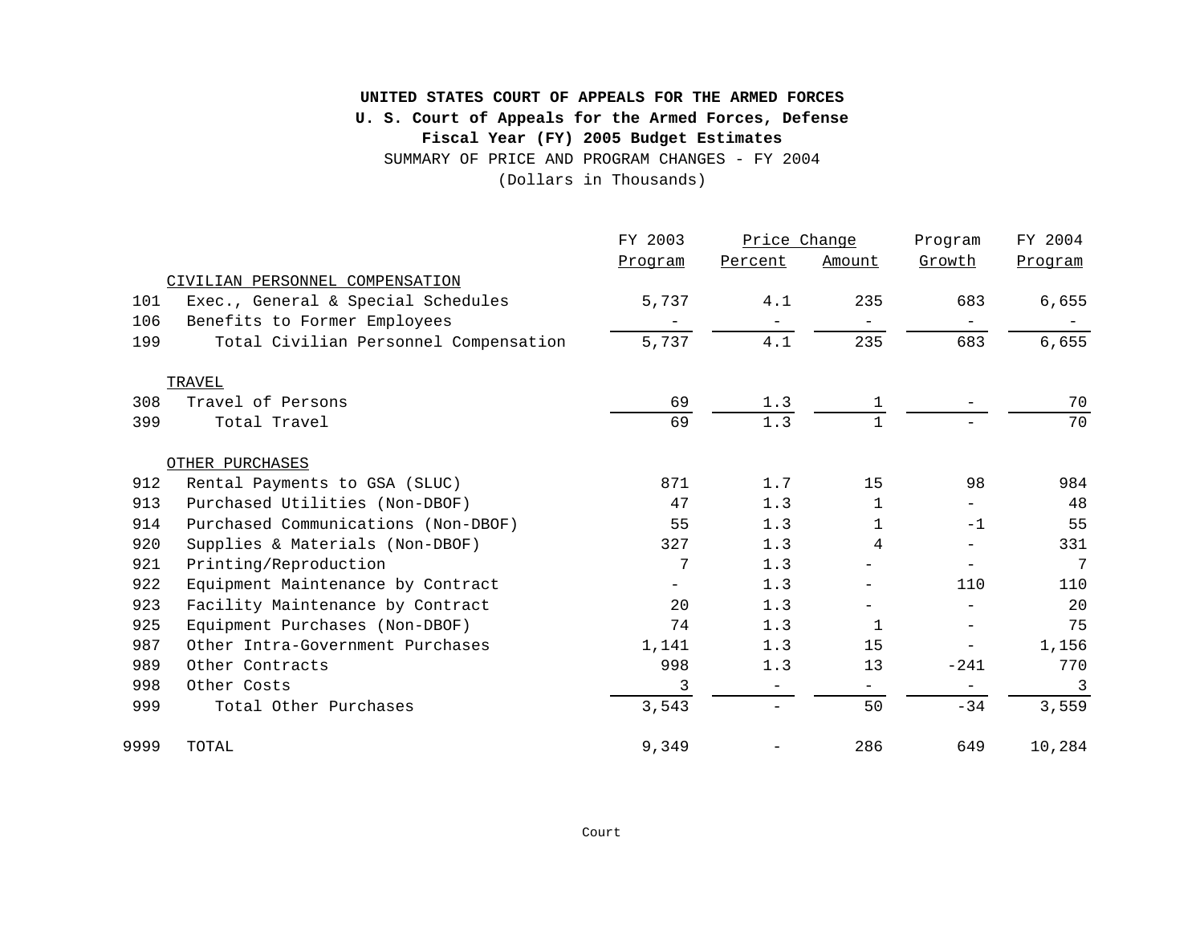**UNITED STATES COURT OF APPEALS FOR THE ARMED FORCES**
**U. S. Court of Appeals for the Armed Forces, Defense**
**Fiscal Year (FY) 2005 Budget Estimates**
SUMMARY OF PRICE AND PROGRAM CHANGES - FY 2004
(Dollars in Thousands)

| | | FY 2003 | Price Change | | Program | FY 2004 |
|---|---|---|---|---|---|---|
| | | Program | Percent | Amount | Growth | Program |
| | CIVILIAN PERSONNEL COMPENSATION | | | | | |
| 101 | Exec., General & Special Schedules | 5,737 | 4.1 | 235 | 683 | 6,655 |
| 106 | Benefits to Former Employees | - | - | - | - | - |
| 199 | Total Civilian Personnel Compensation | 5,737 | 4.1 | 235 | 683 | 6,655 |
| | TRAVEL | | | | | |
| 308 | Travel of Persons | 69 | 1.3 | 1 | - | 70 |
| 399 | Total Travel | 69 | 1.3 | 1 | - | 70 |
| | OTHER PURCHASES | | | | | |
| 912 | Rental Payments to GSA (SLUC) | 871 | 1.7 | 15 | 98 | 984 |
| 913 | Purchased Utilities (Non-DBOF) | 47 | 1.3 | 1 | - | 48 |
| 914 | Purchased Communications (Non-DBOF) | 55 | 1.3 | 1 | -1 | 55 |
| 920 | Supplies & Materials (Non-DBOF) | 327 | 1.3 | 4 | - | 331 |
| 921 | Printing/Reproduction | 7 | 1.3 | - | - | 7 |
| 922 | Equipment Maintenance by Contract | - | 1.3 | - | 110 | 110 |
| 923 | Facility Maintenance by Contract | 20 | 1.3 | - | - | 20 |
| 925 | Equipment Purchases (Non-DBOF) | 74 | 1.3 | 1 | - | 75 |
| 987 | Other Intra-Government Purchases | 1,141 | 1.3 | 15 | - | 1,156 |
| 989 | Other Contracts | 998 | 1.3 | 13 | -241 | 770 |
| 998 | Other Costs | 3 | - | - | - | 3 |
| 999 | Total Other Purchases | 3,543 | - | 50 | -34 | 3,559 |
| 9999 | TOTAL | 9,349 | - | 286 | 649 | 10,284 |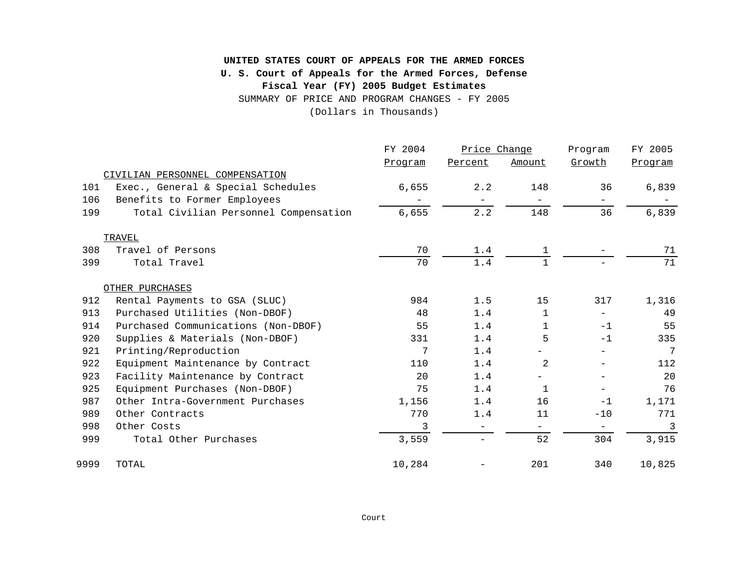**UNITED STATES COURT OF APPEALS FOR THE ARMED FORCES**
**U. S. Court of Appeals for the Armed Forces, Defense**
**Fiscal Year (FY) 2005 Budget Estimates**
SUMMARY OF PRICE AND PROGRAM CHANGES - FY 2005
(Dollars in Thousands)

| | | FY 2004 | Price Change | | Program | FY 2005 |
|---|---|---|---|---|---|---|
| | | Program | Percent | Amount | Growth | Program |
| | CIVILIAN PERSONNEL COMPENSATION | | | | | |
| 101 | Exec., General & Special Schedules | 6,655 | 2.2 | 148 | 36 | 6,839 |
| 106 | Benefits to Former Employees | - | - | - | - | - |
| 199 | Total Civilian Personnel Compensation | 6,655 | 2.2 | 148 | 36 | 6,839 |
| | TRAVEL | | | | | |
| 308 | Travel of Persons | 70 | 1.4 | 1 | - | 71 |
| 399 | Total Travel | 70 | 1.4 | 1 | - | 71 |
| | OTHER PURCHASES | | | | | |
| 912 | Rental Payments to GSA (SLUC) | 984 | 1.5 | 15 | 317 | 1,316 |
| 913 | Purchased Utilities (Non-DBOF) | 48 | 1.4 | 1 | - | 49 |
| 914 | Purchased Communications (Non-DBOF) | 55 | 1.4 | 1 | -1 | 55 |
| 920 | Supplies & Materials (Non-DBOF) | 331 | 1.4 | 5 | -1 | 335 |
| 921 | Printing/Reproduction | 7 | 1.4 | - | - | 7 |
| 922 | Equipment Maintenance by Contract | 110 | 1.4 | 2 | - | 112 |
| 923 | Facility Maintenance by Contract | 20 | 1.4 | - | - | 20 |
| 925 | Equipment Purchases (Non-DBOF) | 75 | 1.4 | 1 | - | 76 |
| 987 | Other Intra-Government Purchases | 1,156 | 1.4 | 16 | -1 | 1,171 |
| 989 | Other Contracts | 770 | 1.4 | 11 | -10 | 771 |
| 998 | Other Costs | 3 | - | - | - | 3 |
| 999 | Total Other Purchases | 3,559 | - | 52 | 304 | 3,915 |
| 9999 | TOTAL | 10,284 | - | 201 | 340 | 10,825 |